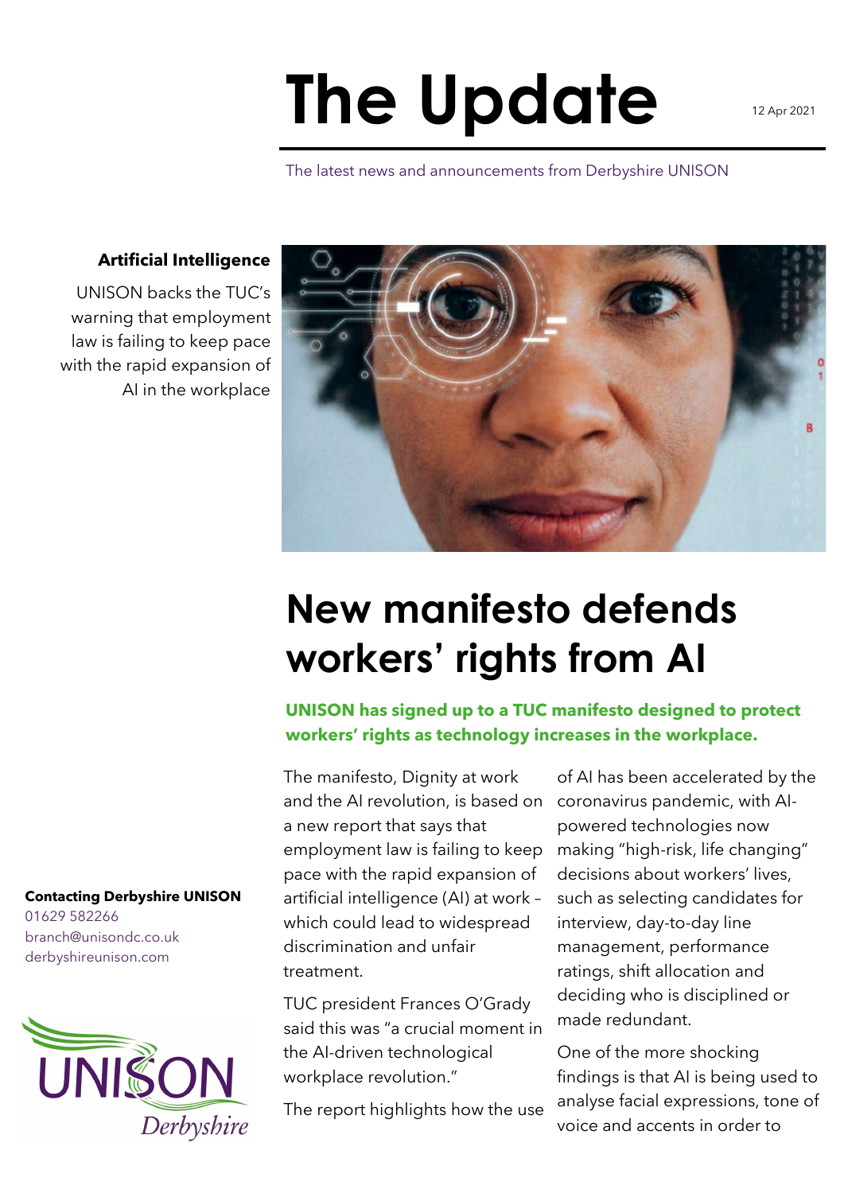# The Update

12 Apr 2021

The latest news and announcements from Derbyshire UNISON

**Artificial Intelligence**

UNISON backs the TUC's warning that employment law is failing to keep pace with the rapid expansion of AI in the workplace

## New manifesto defends workers' rights from AI

**UNISON has signed up to a TUC manifesto designed to protect workers' rights as technology increases in the workplace.**

The manifesto, Dignity at work and the AI revolution, is based on a new report that says that employment law is failing to keep pace with the rapid expansion of artificial intelligence (AI) at work – which could lead to widespread discrimination and unfair treatment.

TUC president Frances O'Grady said this was "a crucial moment in the AI-driven technological workplace revolution."

The report highlights how the use of AI has been accelerated by the coronavirus pandemic, with AI-powered technologies now making "high-risk, life changing" decisions about workers' lives, such as selecting candidates for interview, day-to-day line management, performance ratings, shift allocation and deciding who is disciplined or made redundant.

One of the more shocking findings is that AI is being used to analyse facial expressions, tone of voice and accents in order to

**Contacting Derbyshire UNISON**
01629 582266
branch@unisondc.co.uk
derbyshireunison.com

UNISON Derbyshire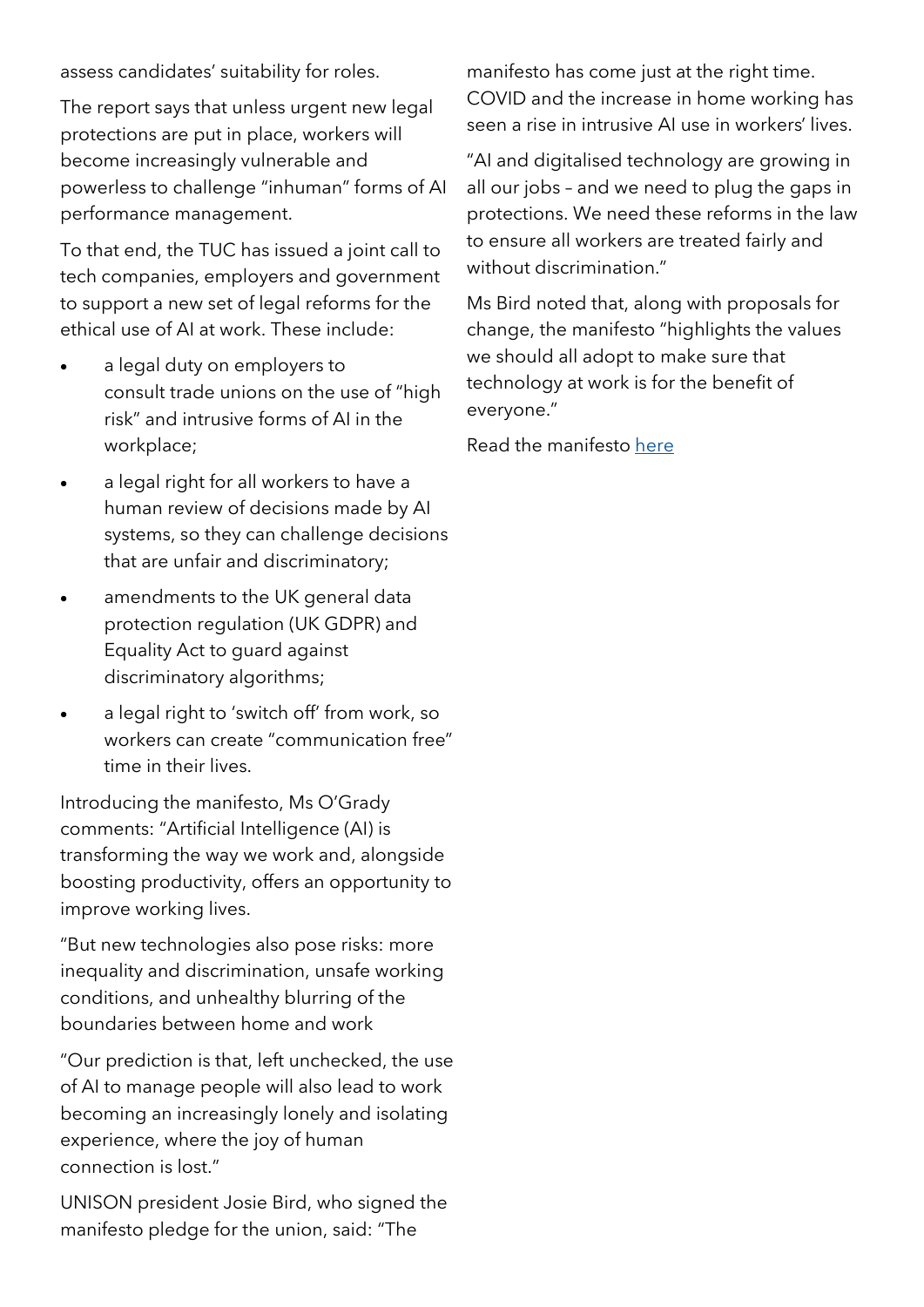assess candidates' suitability for roles.

The report says that unless urgent new legal protections are put in place, workers will become increasingly vulnerable and powerless to challenge "inhuman" forms of AI performance management.

To that end, the TUC has issued a joint call to tech companies, employers and government to support a new set of legal reforms for the ethical use of AI at work. These include:

- a legal duty on employers to consult trade unions on the use of "high risk" and intrusive forms of AI in the workplace;
- a legal right for all workers to have a human review of decisions made by AI systems, so they can challenge decisions that are unfair and discriminatory;
- amendments to the UK general data protection regulation (UK GDPR) and Equality Act to guard against discriminatory algorithms;
- a legal right to 'switch off' from work, so workers can create "communication free" time in their lives.

Introducing the manifesto, Ms O'Grady comments: "Artificial Intelligence (AI) is transforming the way we work and, alongside boosting productivity, offers an opportunity to improve working lives.

"But new technologies also pose risks: more inequality and discrimination, unsafe working conditions, and unhealthy blurring of the boundaries between home and work

"Our prediction is that, left unchecked, the use of AI to manage people will also lead to work becoming an increasingly lonely and isolating experience, where the joy of human connection is lost."

UNISON president Josie Bird, who signed the manifesto pledge for the union, said: "The manifesto has come just at the right time. COVID and the increase in home working has seen a rise in intrusive AI use in workers' lives.

"AI and digitalised technology are growing in all our jobs – and we need to plug the gaps in protections. We need these reforms in the law to ensure all workers are treated fairly and without discrimination."

Ms Bird noted that, along with proposals for change, the manifesto "highlights the values we should all adopt to make sure that technology at work is for the benefit of everyone."

Read the manifesto here